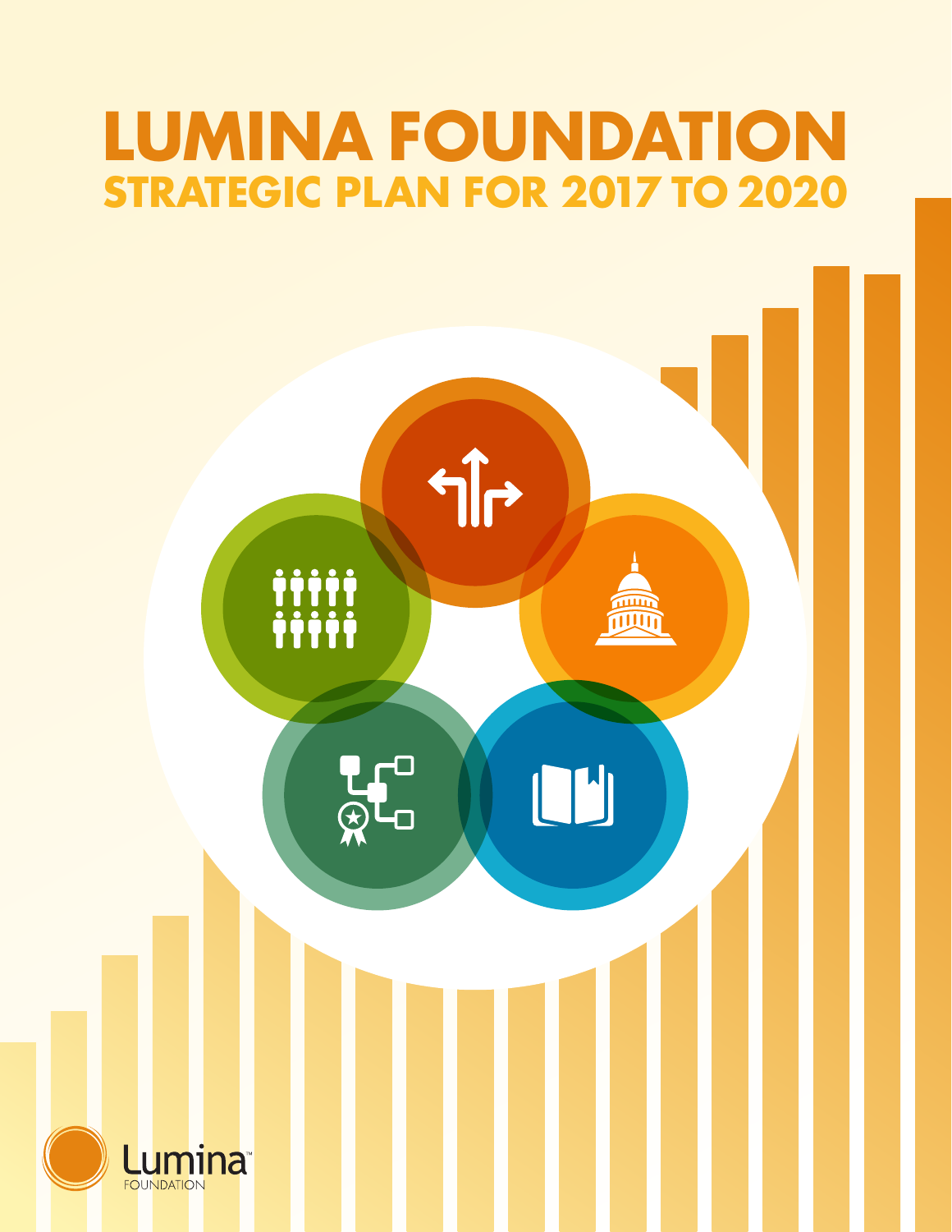# LUMINA FOUNDATION

## STRATEGIC PLAN FOR 2017 TO 2020

Lumina FOUNDATION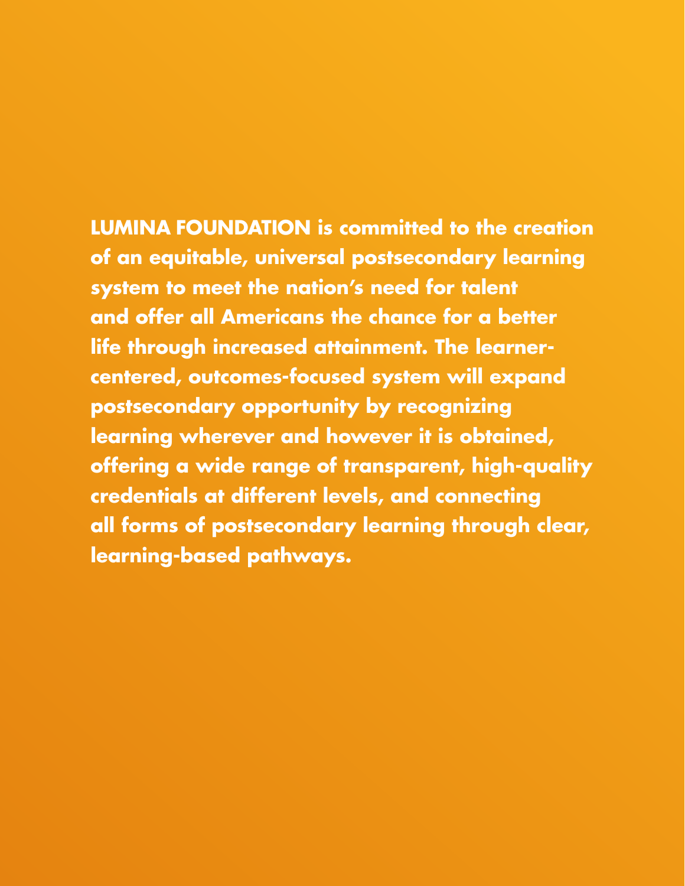**LUMINA FOUNDATION** is committed to the creation of an equitable, universal postsecondary learning system to meet the nation's need for talent and offer all Americans the chance for a better life through increased attainment. The learner-centered, outcomes-focused system will expand postsecondary opportunity by recognizing learning wherever and however it is obtained, offering a wide range of transparent, high-quality credentials at different levels, and connecting all forms of postsecondary learning through clear, learning-based pathways.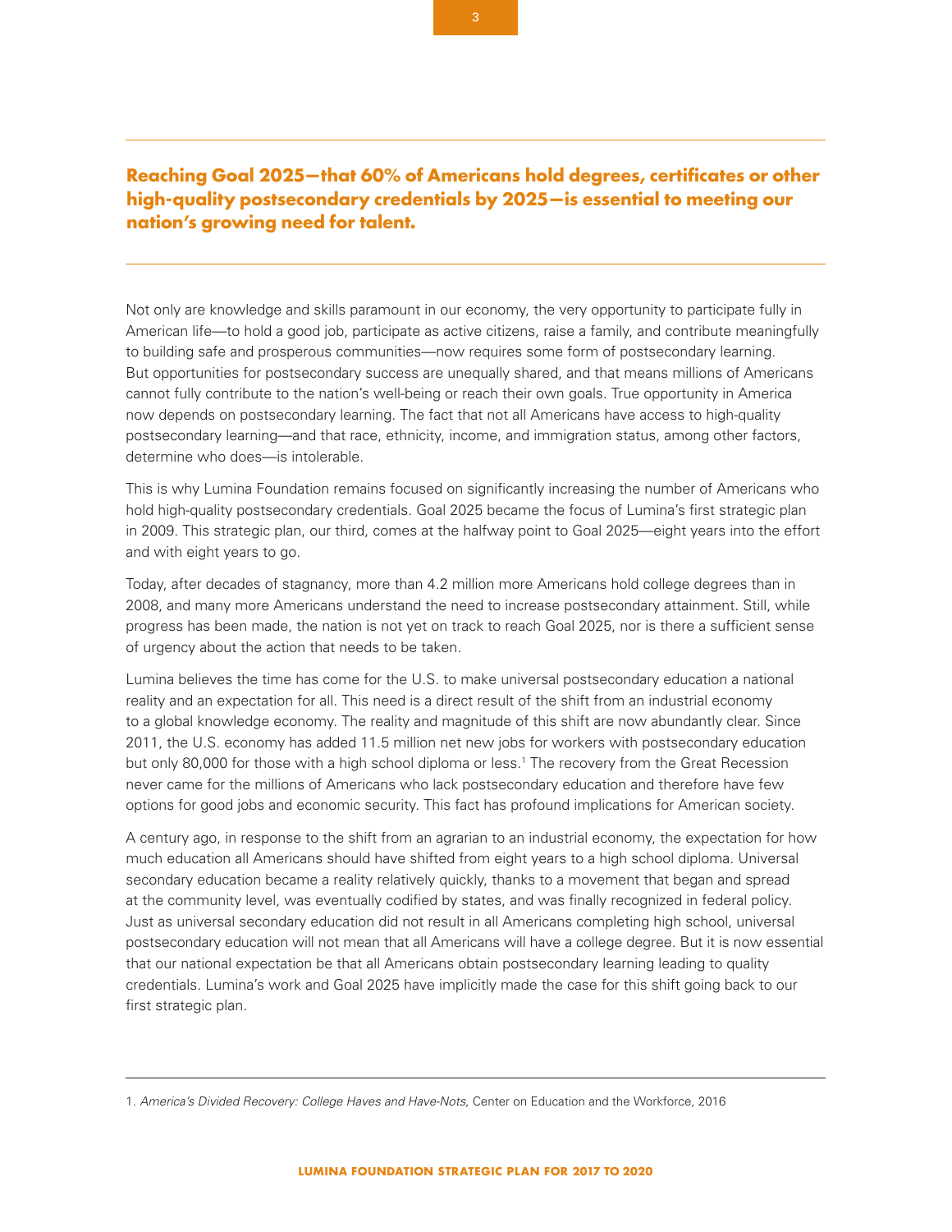**Reaching Goal 2025—that 60% of Americans hold degrees, certificates or other high-quality postsecondary credentials by 2025—is essential to meeting our nation's growing need for talent.**

Not only are knowledge and skills paramount in our economy, the very opportunity to participate fully in American life—to hold a good job, participate as active citizens, raise a family, and contribute meaningfully to building safe and prosperous communities—now requires some form of postsecondary learning. But opportunities for postsecondary success are unequally shared, and that means millions of Americans cannot fully contribute to the nation's well-being or reach their own goals. True opportunity in America now depends on postsecondary learning. The fact that not all Americans have access to high-quality postsecondary learning—and that race, ethnicity, income, and immigration status, among other factors, determine who does—is intolerable.

This is why Lumina Foundation remains focused on significantly increasing the number of Americans who hold high-quality postsecondary credentials. Goal 2025 became the focus of Lumina's first strategic plan in 2009. This strategic plan, our third, comes at the halfway point to Goal 2025—eight years into the effort and with eight years to go.

Today, after decades of stagnancy, more than 4.2 million more Americans hold college degrees than in 2008, and many more Americans understand the need to increase postsecondary attainment. Still, while progress has been made, the nation is not yet on track to reach Goal 2025, nor is there a sufficient sense of urgency about the action that needs to be taken.

Lumina believes the time has come for the U.S. to make universal postsecondary education a national reality and an expectation for all. This need is a direct result of the shift from an industrial economy to a global knowledge economy. The reality and magnitude of this shift are now abundantly clear. Since 2011, the U.S. economy has added 11.5 million net new jobs for workers with postsecondary education but only 80,000 for those with a high school diploma or less.[1] The recovery from the Great Recession never came for the millions of Americans who lack postsecondary education and therefore have few options for good jobs and economic security. This fact has profound implications for American society.

A century ago, in response to the shift from an agrarian to an industrial economy, the expectation for how much education all Americans should have shifted from eight years to a high school diploma. Universal secondary education became a reality relatively quickly, thanks to a movement that began and spread at the community level, was eventually codified by states, and was finally recognized in federal policy. Just as universal secondary education did not result in all Americans completing high school, universal postsecondary education will not mean that all Americans will have a college degree. But it is now essential that our national expectation be that all Americans obtain postsecondary learning leading to quality credentials. Lumina's work and Goal 2025 have implicitly made the case for this shift going back to our first strategic plan.

---

1. *America's Divided Recovery: College Haves and Have-Nots*, Center on Education and the Workforce, 2016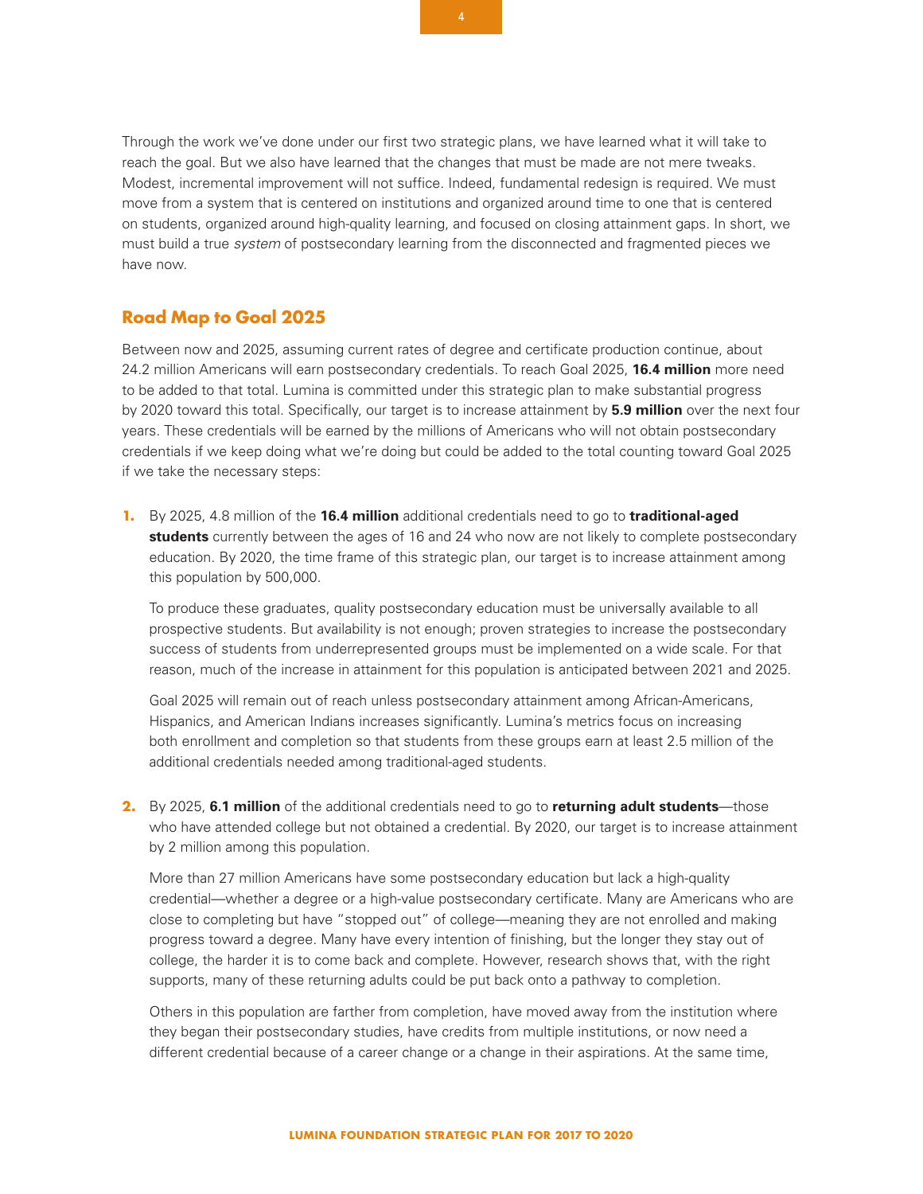Through the work we've done under our first two strategic plans, we have learned what it will take to reach the goal. But we also have learned that the changes that must be made are not mere tweaks. Modest, incremental improvement will not suffice. Indeed, fundamental redesign is required. We must move from a system that is centered on institutions and organized around time to one that is centered on students, organized around high-quality learning, and focused on closing attainment gaps. In short, we must build a true *system* of postsecondary learning from the disconnected and fragmented pieces we have now.

## Road Map to Goal 2025

Between now and 2025, assuming current rates of degree and certificate production continue, about 24.2 million Americans will earn postsecondary credentials. To reach Goal 2025, **16.4 million** more need to be added to that total. Lumina is committed under this strategic plan to make substantial progress by 2020 toward this total. Specifically, our target is to increase attainment by **5.9 million** over the next four years. These credentials will be earned by the millions of Americans who will not obtain postsecondary credentials if we keep doing what we're doing but could be added to the total counting toward Goal 2025 if we take the necessary steps:

1. By 2025, 4.8 million of the **16.4 million** additional credentials need to go to **traditional-aged students** currently between the ages of 16 and 24 who now are not likely to complete postsecondary education. By 2020, the time frame of this strategic plan, our target is to increase attainment among this population by 500,000.

   To produce these graduates, quality postsecondary education must be universally available to all prospective students. But availability is not enough; proven strategies to increase the postsecondary success of students from underrepresented groups must be implemented on a wide scale. For that reason, much of the increase in attainment for this population is anticipated between 2021 and 2025.

   Goal 2025 will remain out of reach unless postsecondary attainment among African-Americans, Hispanics, and American Indians increases significantly. Lumina's metrics focus on increasing both enrollment and completion so that students from these groups earn at least 2.5 million of the additional credentials needed among traditional-aged students.

2. By 2025, **6.1 million** of the additional credentials need to go to **returning adult students**—those who have attended college but not obtained a credential. By 2020, our target is to increase attainment by 2 million among this population.

   More than 27 million Americans have some postsecondary education but lack a high-quality credential—whether a degree or a high-value postsecondary certificate. Many are Americans who are close to completing but have "stopped out" of college—meaning they are not enrolled and making progress toward a degree. Many have every intention of finishing, but the longer they stay out of college, the harder it is to come back and complete. However, research shows that, with the right supports, many of these returning adults could be put back onto a pathway to completion.

   Others in this population are farther from completion, have moved away from the institution where they began their postsecondary studies, have credits from multiple institutions, or now need a different credential because of a career change or a change in their aspirations. At the same time,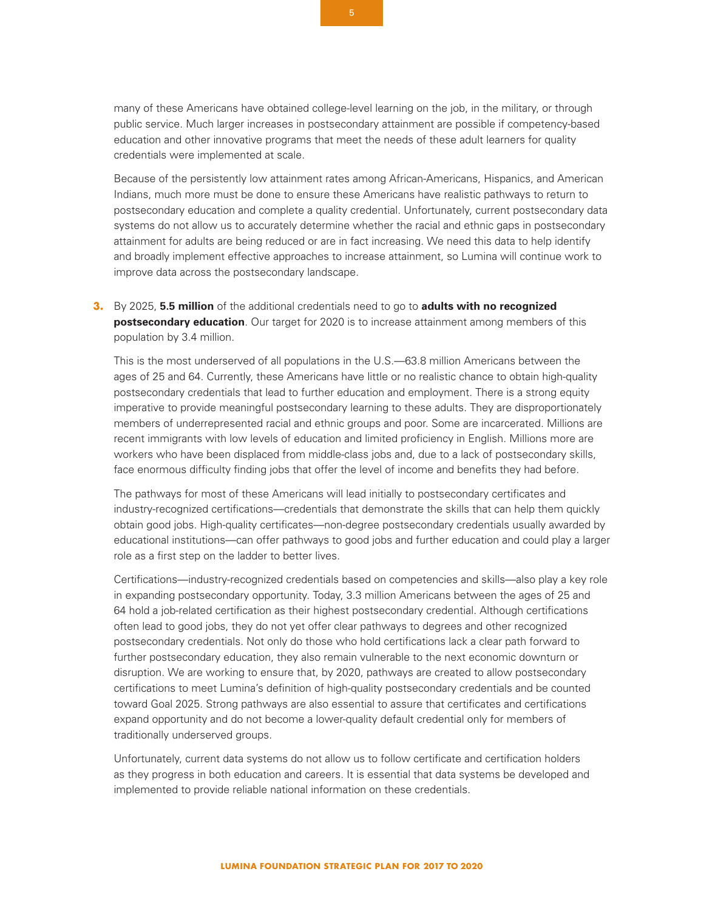many of these Americans have obtained college-level learning on the job, in the military, or through public service. Much larger increases in postsecondary attainment are possible if competency-based education and other innovative programs that meet the needs of these adult learners for quality credentials were implemented at scale.

Because of the persistently low attainment rates among African-Americans, Hispanics, and American Indians, much more must be done to ensure these Americans have realistic pathways to return to postsecondary education and complete a quality credential. Unfortunately, current postsecondary data systems do not allow us to accurately determine whether the racial and ethnic gaps in postsecondary attainment for adults are being reduced or are in fact increasing. We need this data to help identify and broadly implement effective approaches to increase attainment, so Lumina will continue work to improve data across the postsecondary landscape.

3. By 2025, **5.5 million** of the additional credentials need to go to **adults with no recognized postsecondary education**. Our target for 2020 is to increase attainment among members of this population by 3.4 million.

   This is the most underserved of all populations in the U.S.—63.8 million Americans between the ages of 25 and 64. Currently, these Americans have little or no realistic chance to obtain high-quality postsecondary credentials that lead to further education and employment. There is a strong equity imperative to provide meaningful postsecondary learning to these adults. They are disproportionately members of underrepresented racial and ethnic groups and poor. Some are incarcerated. Millions are recent immigrants with low levels of education and limited proficiency in English. Millions more are workers who have been displaced from middle-class jobs and, due to a lack of postsecondary skills, face enormous difficulty finding jobs that offer the level of income and benefits they had before.

   The pathways for most of these Americans will lead initially to postsecondary certificates and industry-recognized certifications—credentials that demonstrate the skills that can help them quickly obtain good jobs. High-quality certificates—non-degree postsecondary credentials usually awarded by educational institutions—can offer pathways to good jobs and further education and could play a larger role as a first step on the ladder to better lives.

   Certifications—industry-recognized credentials based on competencies and skills—also play a key role in expanding postsecondary opportunity. Today, 3.3 million Americans between the ages of 25 and 64 hold a job-related certification as their highest postsecondary credential. Although certifications often lead to good jobs, they do not yet offer clear pathways to degrees and other recognized postsecondary credentials. Not only do those who hold certifications lack a clear path forward to further postsecondary education, they also remain vulnerable to the next economic downturn or disruption. We are working to ensure that, by 2020, pathways are created to allow postsecondary certifications to meet Lumina's definition of high-quality postsecondary credentials and be counted toward Goal 2025. Strong pathways are also essential to assure that certificates and certifications expand opportunity and do not become a lower-quality default credential only for members of traditionally underserved groups.

   Unfortunately, current data systems do not allow us to follow certificate and certification holders as they progress in both education and careers. It is essential that data systems be developed and implemented to provide reliable national information on these credentials.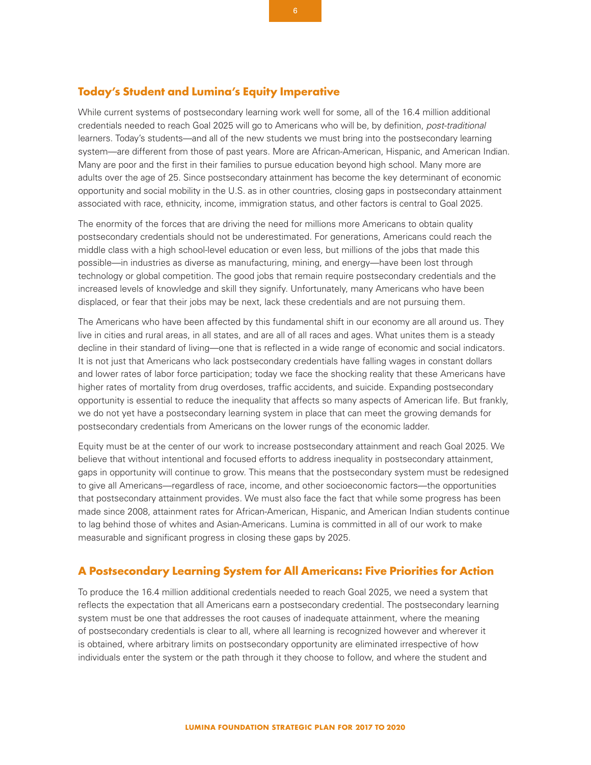## Today's Student and Lumina's Equity Imperative

While current systems of postsecondary learning work well for some, all of the 16.4 million additional credentials needed to reach Goal 2025 will go to Americans who will be, by definition, *post-traditional* learners. Today's students—and all of the new students we must bring into the postsecondary learning system—are different from those of past years. More are African-American, Hispanic, and American Indian. Many are poor and the first in their families to pursue education beyond high school. Many more are adults over the age of 25. Since postsecondary attainment has become the key determinant of economic opportunity and social mobility in the U.S. as in other countries, closing gaps in postsecondary attainment associated with race, ethnicity, income, immigration status, and other factors is central to Goal 2025.

The enormity of the forces that are driving the need for millions more Americans to obtain quality postsecondary credentials should not be underestimated. For generations, Americans could reach the middle class with a high school-level education or even less, but millions of the jobs that made this possible—in industries as diverse as manufacturing, mining, and energy—have been lost through technology or global competition. The good jobs that remain require postsecondary credentials and the increased levels of knowledge and skill they signify. Unfortunately, many Americans who have been displaced, or fear that their jobs may be next, lack these credentials and are not pursuing them.

The Americans who have been affected by this fundamental shift in our economy are all around us. They live in cities and rural areas, in all states, and are all of all races and ages. What unites them is a steady decline in their standard of living—one that is reflected in a wide range of economic and social indicators. It is not just that Americans who lack postsecondary credentials have falling wages in constant dollars and lower rates of labor force participation; today we face the shocking reality that these Americans have higher rates of mortality from drug overdoses, traffic accidents, and suicide. Expanding postsecondary opportunity is essential to reduce the inequality that affects so many aspects of American life. But frankly, we do not yet have a postsecondary learning system in place that can meet the growing demands for postsecondary credentials from Americans on the lower rungs of the economic ladder.

Equity must be at the center of our work to increase postsecondary attainment and reach Goal 2025. We believe that without intentional and focused efforts to address inequality in postsecondary attainment, gaps in opportunity will continue to grow. This means that the postsecondary system must be redesigned to give all Americans—regardless of race, income, and other socioeconomic factors—the opportunities that postsecondary attainment provides. We must also face the fact that while some progress has been made since 2008, attainment rates for African-American, Hispanic, and American Indian students continue to lag behind those of whites and Asian-Americans. Lumina is committed in all of our work to make measurable and significant progress in closing these gaps by 2025.

## A Postsecondary Learning System for All Americans: Five Priorities for Action

To produce the 16.4 million additional credentials needed to reach Goal 2025, we need a system that reflects the expectation that all Americans earn a postsecondary credential. The postsecondary learning system must be one that addresses the root causes of inadequate attainment, where the meaning of postsecondary credentials is clear to all, where all learning is recognized however and wherever it is obtained, where arbitrary limits on postsecondary opportunity are eliminated irrespective of how individuals enter the system or the path through it they choose to follow, and where the student and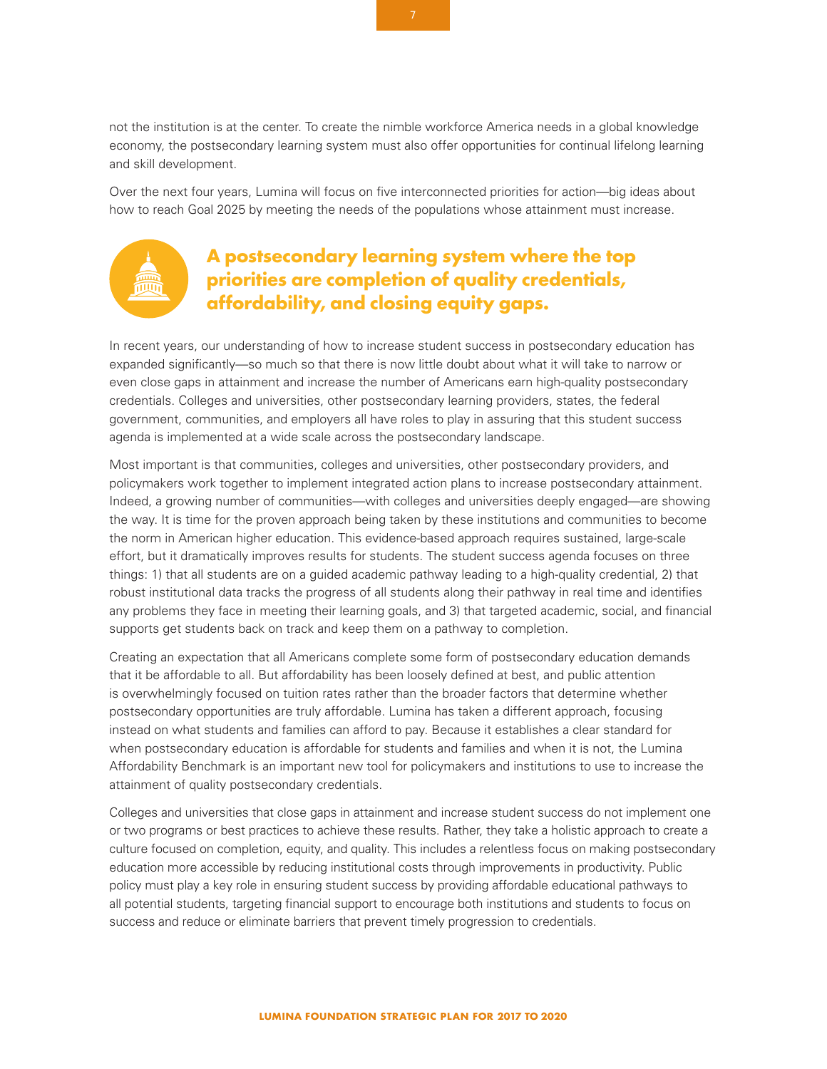not the institution is at the center. To create the nimble workforce America needs in a global knowledge economy, the postsecondary learning system must also offer opportunities for continual lifelong learning and skill development.

Over the next four years, Lumina will focus on five interconnected priorities for action—big ideas about how to reach Goal 2025 by meeting the needs of the populations whose attainment must increase.

## A postsecondary learning system where the top priorities are completion of quality credentials, affordability, and closing equity gaps.

In recent years, our understanding of how to increase student success in postsecondary education has expanded significantly—so much so that there is now little doubt about what it will take to narrow or even close gaps in attainment and increase the number of Americans earn high-quality postsecondary credentials. Colleges and universities, other postsecondary learning providers, states, the federal government, communities, and employers all have roles to play in assuring that this student success agenda is implemented at a wide scale across the postsecondary landscape.

Most important is that communities, colleges and universities, other postsecondary providers, and policymakers work together to implement integrated action plans to increase postsecondary attainment. Indeed, a growing number of communities—with colleges and universities deeply engaged—are showing the way. It is time for the proven approach being taken by these institutions and communities to become the norm in American higher education. This evidence-based approach requires sustained, large-scale effort, but it dramatically improves results for students. The student success agenda focuses on three things: 1) that all students are on a guided academic pathway leading to a high-quality credential, 2) that robust institutional data tracks the progress of all students along their pathway in real time and identifies any problems they face in meeting their learning goals, and 3) that targeted academic, social, and financial supports get students back on track and keep them on a pathway to completion.

Creating an expectation that all Americans complete some form of postsecondary education demands that it be affordable to all. But affordability has been loosely defined at best, and public attention is overwhelmingly focused on tuition rates rather than the broader factors that determine whether postsecondary opportunities are truly affordable. Lumina has taken a different approach, focusing instead on what students and families can afford to pay. Because it establishes a clear standard for when postsecondary education is affordable for students and families and when it is not, the Lumina Affordability Benchmark is an important new tool for policymakers and institutions to use to increase the attainment of quality postsecondary credentials.

Colleges and universities that close gaps in attainment and increase student success do not implement one or two programs or best practices to achieve these results. Rather, they take a holistic approach to create a culture focused on completion, equity, and quality. This includes a relentless focus on making postsecondary education more accessible by reducing institutional costs through improvements in productivity. Public policy must play a key role in ensuring student success by providing affordable educational pathways to all potential students, targeting financial support to encourage both institutions and students to focus on success and reduce or eliminate barriers that prevent timely progression to credentials.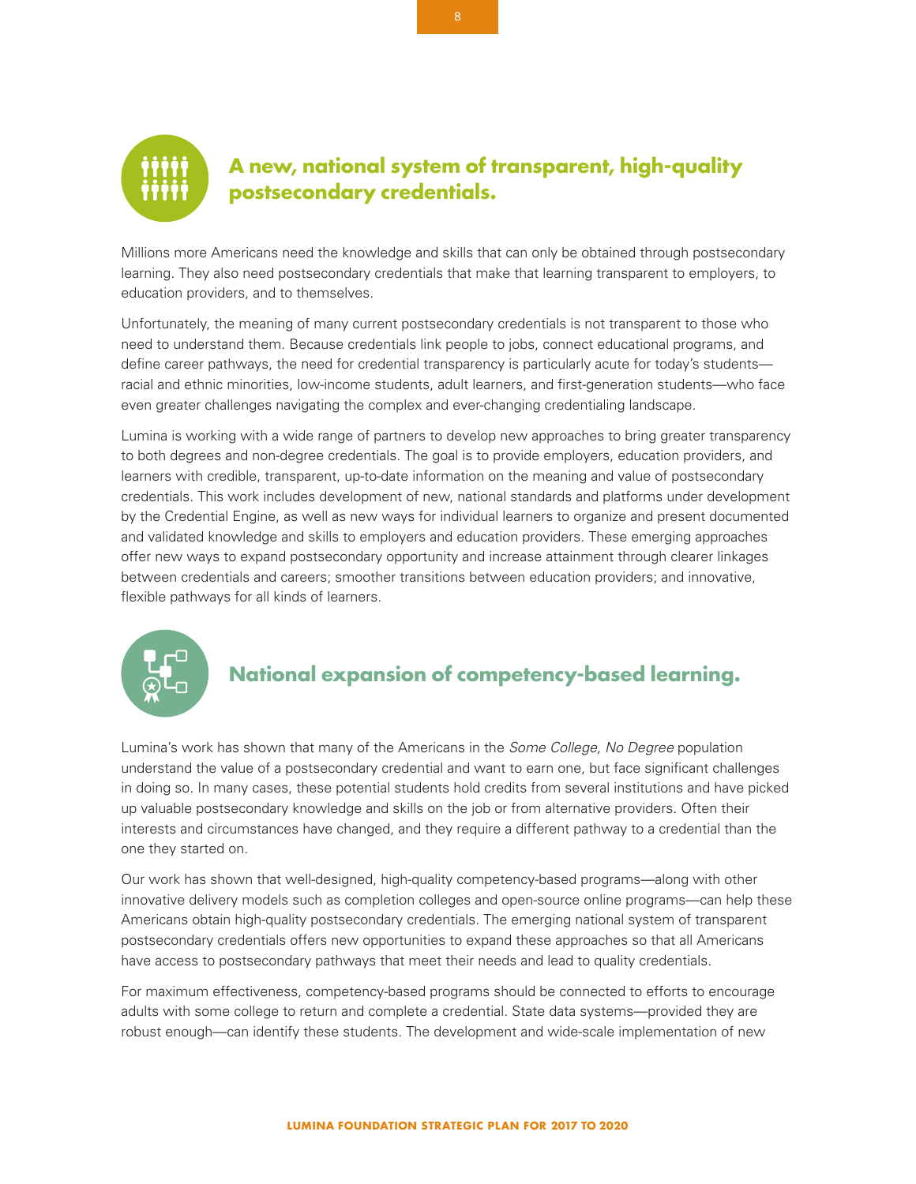## A new, national system of transparent, high-quality postsecondary credentials.

Millions more Americans need the knowledge and skills that can only be obtained through postsecondary learning. They also need postsecondary credentials that make that learning transparent to employers, to education providers, and to themselves.

Unfortunately, the meaning of many current postsecondary credentials is not transparent to those who need to understand them. Because credentials link people to jobs, connect educational programs, and define career pathways, the need for credential transparency is particularly acute for today's students—racial and ethnic minorities, low-income students, adult learners, and first-generation students—who face even greater challenges navigating the complex and ever-changing credentialing landscape.

Lumina is working with a wide range of partners to develop new approaches to bring greater transparency to both degrees and non-degree credentials. The goal is to provide employers, education providers, and learners with credible, transparent, up-to-date information on the meaning and value of postsecondary credentials. This work includes development of new, national standards and platforms under development by the Credential Engine, as well as new ways for individual learners to organize and present documented and validated knowledge and skills to employers and education providers. These emerging approaches offer new ways to expand postsecondary opportunity and increase attainment through clearer linkages between credentials and careers; smoother transitions between education providers; and innovative, flexible pathways for all kinds of learners.

## National expansion of competency-based learning.

Lumina's work has shown that many of the Americans in the *Some College, No Degree* population understand the value of a postsecondary credential and want to earn one, but face significant challenges in doing so. In many cases, these potential students hold credits from several institutions and have picked up valuable postsecondary knowledge and skills on the job or from alternative providers. Often their interests and circumstances have changed, and they require a different pathway to a credential than the one they started on.

Our work has shown that well-designed, high-quality competency-based programs—along with other innovative delivery models such as completion colleges and open-source online programs—can help these Americans obtain high-quality postsecondary credentials. The emerging national system of transparent postsecondary credentials offers new opportunities to expand these approaches so that all Americans have access to postsecondary pathways that meet their needs and lead to quality credentials.

For maximum effectiveness, competency-based programs should be connected to efforts to encourage adults with some college to return and complete a credential. State data systems—provided they are robust enough—can identify these students. The development and wide-scale implementation of new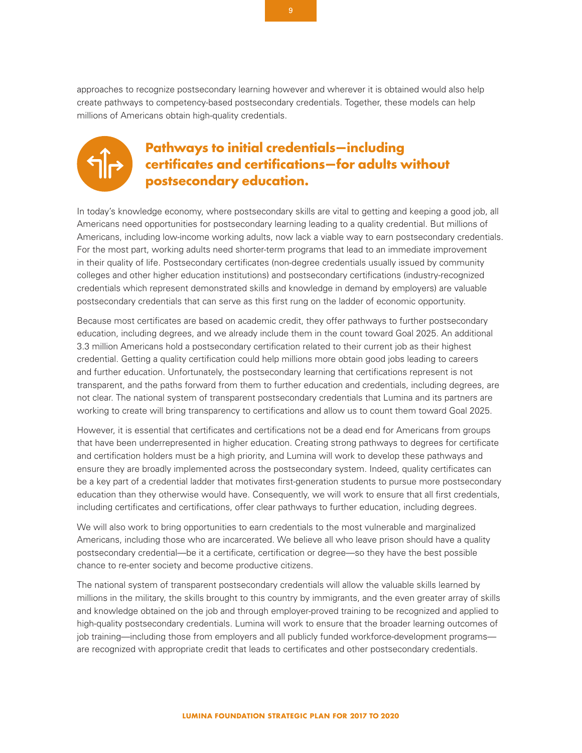approaches to recognize postsecondary learning however and wherever it is obtained would also help create pathways to competency-based postsecondary credentials. Together, these models can help millions of Americans obtain high-quality credentials.

## Pathways to initial credentials—including certificates and certifications—for adults without postsecondary education.

In today's knowledge economy, where postsecondary skills are vital to getting and keeping a good job, all Americans need opportunities for postsecondary learning leading to a quality credential. But millions of Americans, including low-income working adults, now lack a viable way to earn postsecondary credentials. For the most part, working adults need shorter-term programs that lead to an immediate improvement in their quality of life. Postsecondary certificates (non-degree credentials usually issued by community colleges and other higher education institutions) and postsecondary certifications (industry-recognized credentials which represent demonstrated skills and knowledge in demand by employers) are valuable postsecondary credentials that can serve as this first rung on the ladder of economic opportunity.

Because most certificates are based on academic credit, they offer pathways to further postsecondary education, including degrees, and we already include them in the count toward Goal 2025. An additional 3.3 million Americans hold a postsecondary certification related to their current job as their highest credential. Getting a quality certification could help millions more obtain good jobs leading to careers and further education. Unfortunately, the postsecondary learning that certifications represent is not transparent, and the paths forward from them to further education and credentials, including degrees, are not clear. The national system of transparent postsecondary credentials that Lumina and its partners are working to create will bring transparency to certifications and allow us to count them toward Goal 2025.

However, it is essential that certificates and certifications not be a dead end for Americans from groups that have been underrepresented in higher education. Creating strong pathways to degrees for certificate and certification holders must be a high priority, and Lumina will work to develop these pathways and ensure they are broadly implemented across the postsecondary system. Indeed, quality certificates can be a key part of a credential ladder that motivates first-generation students to pursue more postsecondary education than they otherwise would have. Consequently, we will work to ensure that all first credentials, including certificates and certifications, offer clear pathways to further education, including degrees.

We will also work to bring opportunities to earn credentials to the most vulnerable and marginalized Americans, including those who are incarcerated. We believe all who leave prison should have a quality postsecondary credential—be it a certificate, certification or degree—so they have the best possible chance to re-enter society and become productive citizens.

The national system of transparent postsecondary credentials will allow the valuable skills learned by millions in the military, the skills brought to this country by immigrants, and the even greater array of skills and knowledge obtained on the job and through employer-proved training to be recognized and applied to high-quality postsecondary credentials. Lumina will work to ensure that the broader learning outcomes of job training—including those from employers and all publicly funded workforce-development programs—are recognized with appropriate credit that leads to certificates and other postsecondary credentials.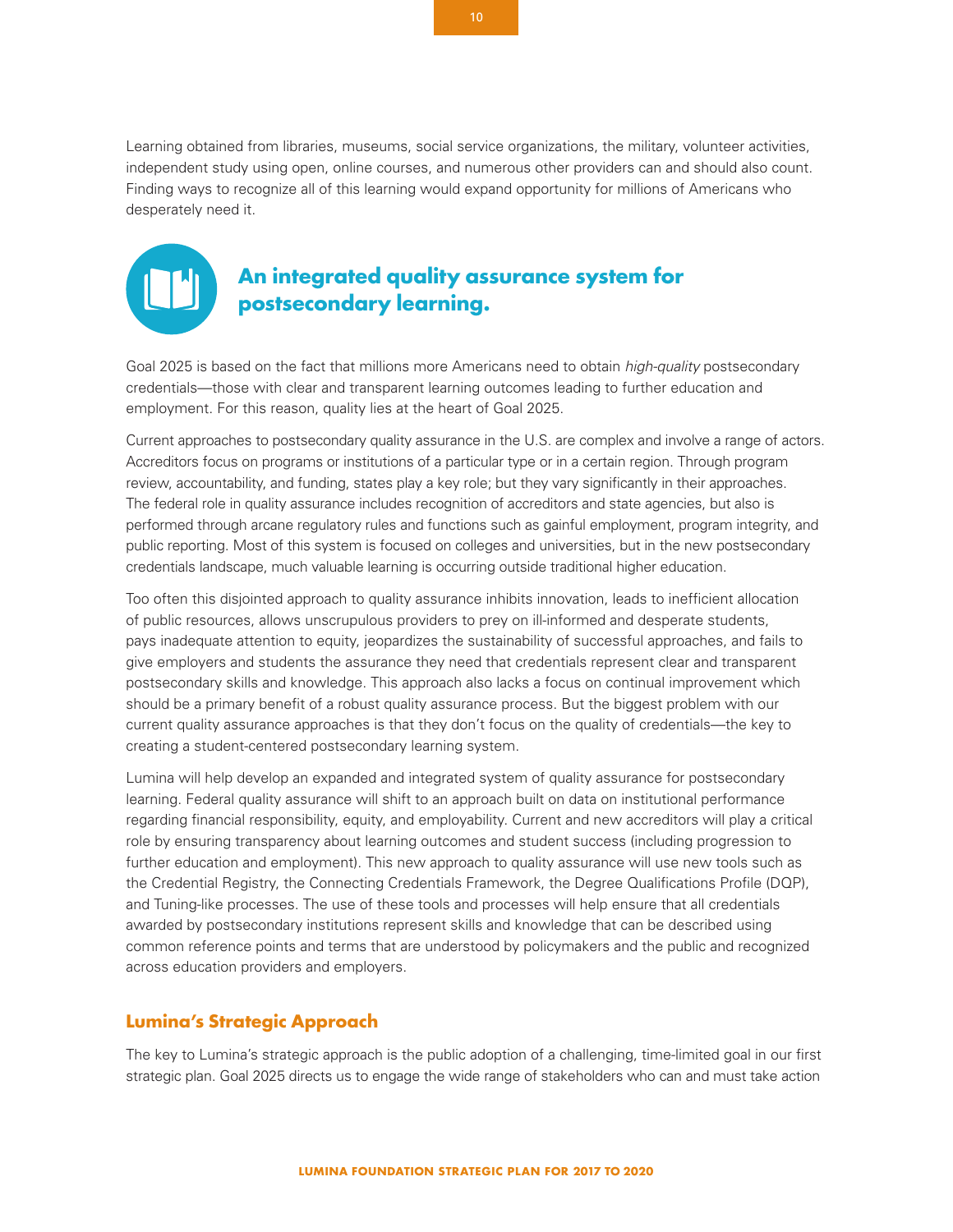Learning obtained from libraries, museums, social service organizations, the military, volunteer activities, independent study using open, online courses, and numerous other providers can and should also count. Finding ways to recognize all of this learning would expand opportunity for millions of Americans who desperately need it.

## An integrated quality assurance system for postsecondary learning.

Goal 2025 is based on the fact that millions more Americans need to obtain *high-quality* postsecondary credentials—those with clear and transparent learning outcomes leading to further education and employment. For this reason, quality lies at the heart of Goal 2025.

Current approaches to postsecondary quality assurance in the U.S. are complex and involve a range of actors. Accreditors focus on programs or institutions of a particular type or in a certain region. Through program review, accountability, and funding, states play a key role; but they vary significantly in their approaches. The federal role in quality assurance includes recognition of accreditors and state agencies, but also is performed through arcane regulatory rules and functions such as gainful employment, program integrity, and public reporting. Most of this system is focused on colleges and universities, but in the new postsecondary credentials landscape, much valuable learning is occurring outside traditional higher education.

Too often this disjointed approach to quality assurance inhibits innovation, leads to inefficient allocation of public resources, allows unscrupulous providers to prey on ill-informed and desperate students, pays inadequate attention to equity, jeopardizes the sustainability of successful approaches, and fails to give employers and students the assurance they need that credentials represent clear and transparent postsecondary skills and knowledge. This approach also lacks a focus on continual improvement which should be a primary benefit of a robust quality assurance process. But the biggest problem with our current quality assurance approaches is that they don't focus on the quality of credentials—the key to creating a student-centered postsecondary learning system.

Lumina will help develop an expanded and integrated system of quality assurance for postsecondary learning. Federal quality assurance will shift to an approach built on data on institutional performance regarding financial responsibility, equity, and employability. Current and new accreditors will play a critical role by ensuring transparency about learning outcomes and student success (including progression to further education and employment). This new approach to quality assurance will use new tools such as the Credential Registry, the Connecting Credentials Framework, the Degree Qualifications Profile (DQP), and Tuning-like processes. The use of these tools and processes will help ensure that all credentials awarded by postsecondary institutions represent skills and knowledge that can be described using common reference points and terms that are understood by policymakers and the public and recognized across education providers and employers.

## Lumina's Strategic Approach

The key to Lumina's strategic approach is the public adoption of a challenging, time-limited goal in our first strategic plan. Goal 2025 directs us to engage the wide range of stakeholders who can and must take action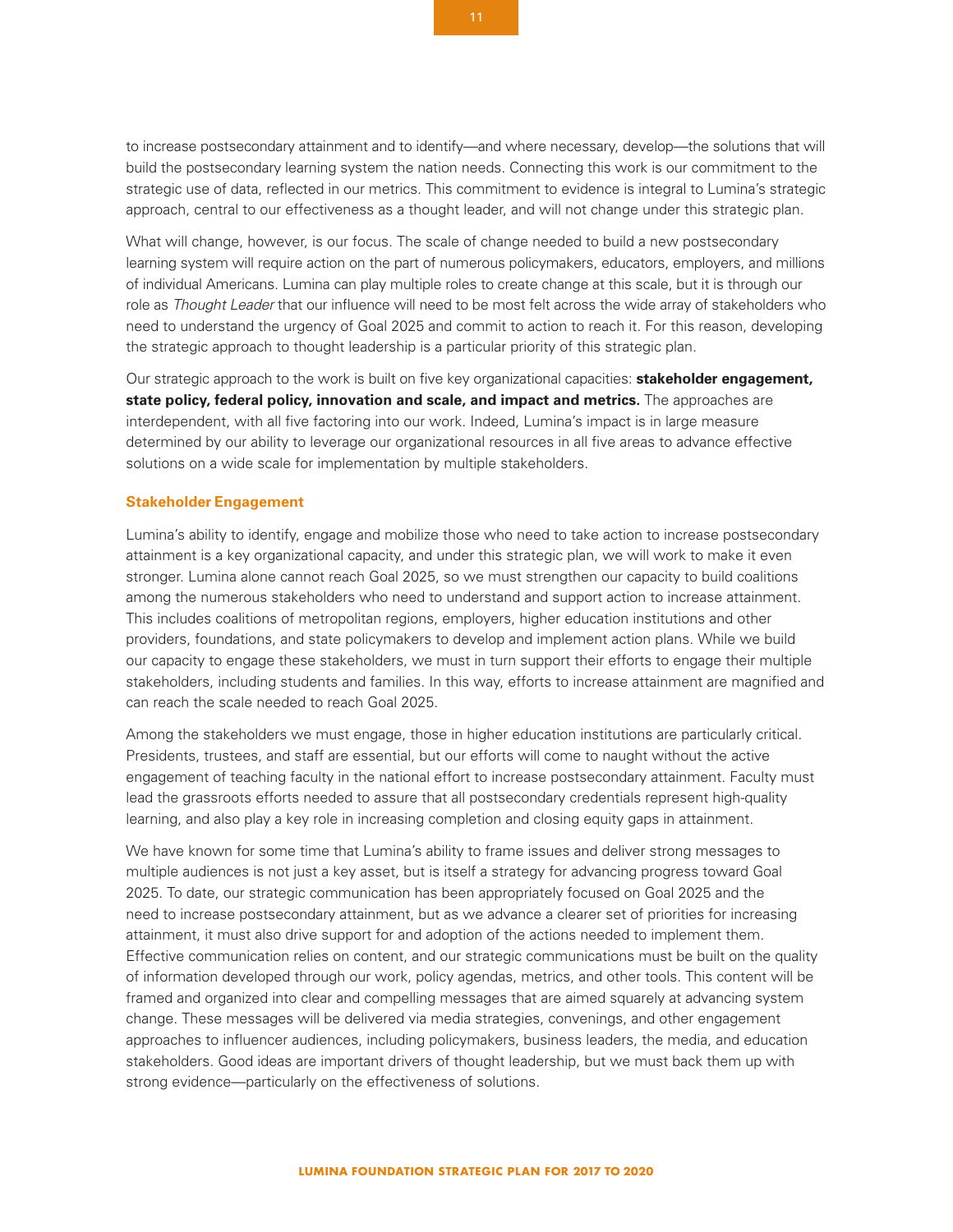to increase postsecondary attainment and to identify—and where necessary, develop—the solutions that will build the postsecondary learning system the nation needs. Connecting this work is our commitment to the strategic use of data, reflected in our metrics. This commitment to evidence is integral to Lumina's strategic approach, central to our effectiveness as a thought leader, and will not change under this strategic plan.

What will change, however, is our focus. The scale of change needed to build a new postsecondary learning system will require action on the part of numerous policymakers, educators, employers, and millions of individual Americans. Lumina can play multiple roles to create change at this scale, but it is through our role as *Thought Leader* that our influence will need to be most felt across the wide array of stakeholders who need to understand the urgency of Goal 2025 and commit to action to reach it. For this reason, developing the strategic approach to thought leadership is a particular priority of this strategic plan.

Our strategic approach to the work is built on five key organizational capacities: **stakeholder engagement, state policy, federal policy, innovation and scale, and impact and metrics.** The approaches are interdependent, with all five factoring into our work. Indeed, Lumina's impact is in large measure determined by our ability to leverage our organizational resources in all five areas to advance effective solutions on a wide scale for implementation by multiple stakeholders.

### Stakeholder Engagement

Lumina's ability to identify, engage and mobilize those who need to take action to increase postsecondary attainment is a key organizational capacity, and under this strategic plan, we will work to make it even stronger. Lumina alone cannot reach Goal 2025, so we must strengthen our capacity to build coalitions among the numerous stakeholders who need to understand and support action to increase attainment. This includes coalitions of metropolitan regions, employers, higher education institutions and other providers, foundations, and state policymakers to develop and implement action plans. While we build our capacity to engage these stakeholders, we must in turn support their efforts to engage their multiple stakeholders, including students and families. In this way, efforts to increase attainment are magnified and can reach the scale needed to reach Goal 2025.

Among the stakeholders we must engage, those in higher education institutions are particularly critical. Presidents, trustees, and staff are essential, but our efforts will come to naught without the active engagement of teaching faculty in the national effort to increase postsecondary attainment. Faculty must lead the grassroots efforts needed to assure that all postsecondary credentials represent high-quality learning, and also play a key role in increasing completion and closing equity gaps in attainment.

We have known for some time that Lumina's ability to frame issues and deliver strong messages to multiple audiences is not just a key asset, but is itself a strategy for advancing progress toward Goal 2025. To date, our strategic communication has been appropriately focused on Goal 2025 and the need to increase postsecondary attainment, but as we advance a clearer set of priorities for increasing attainment, it must also drive support for and adoption of the actions needed to implement them. Effective communication relies on content, and our strategic communications must be built on the quality of information developed through our work, policy agendas, metrics, and other tools. This content will be framed and organized into clear and compelling messages that are aimed squarely at advancing system change. These messages will be delivered via media strategies, convenings, and other engagement approaches to influencer audiences, including policymakers, business leaders, the media, and education stakeholders. Good ideas are important drivers of thought leadership, but we must back them up with strong evidence—particularly on the effectiveness of solutions.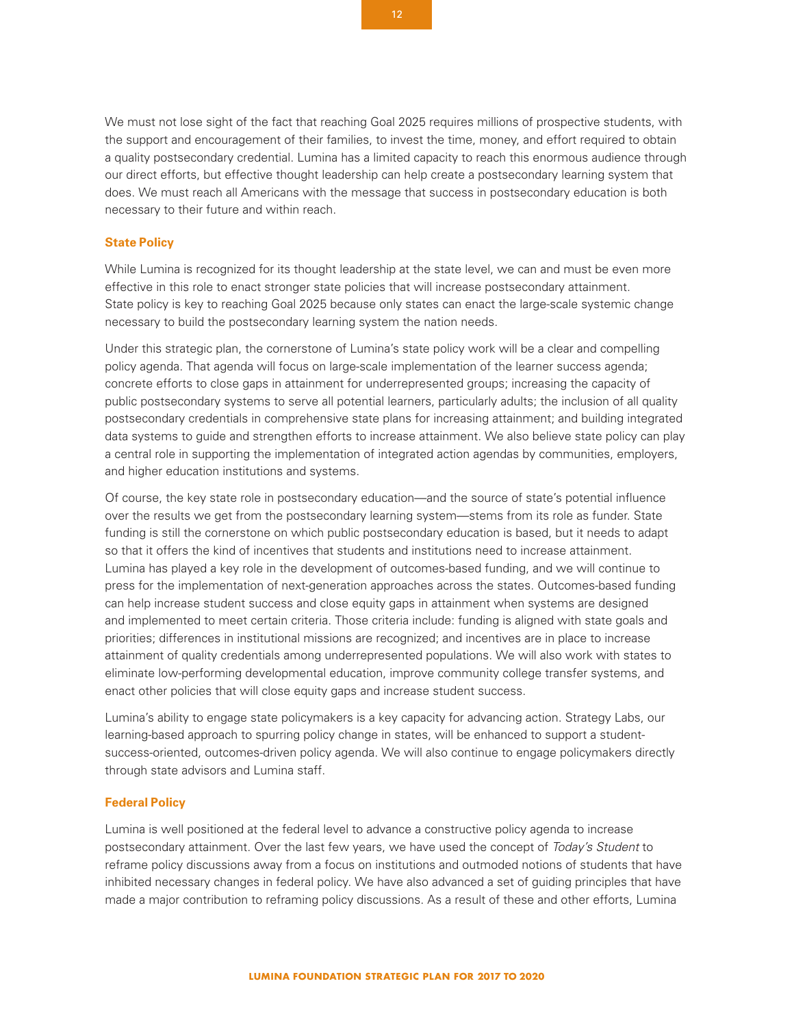We must not lose sight of the fact that reaching Goal 2025 requires millions of prospective students, with the support and encouragement of their families, to invest the time, money, and effort required to obtain a quality postsecondary credential. Lumina has a limited capacity to reach this enormous audience through our direct efforts, but effective thought leadership can help create a postsecondary learning system that does. We must reach all Americans with the message that success in postsecondary education is both necessary to their future and within reach.

### State Policy

While Lumina is recognized for its thought leadership at the state level, we can and must be even more effective in this role to enact stronger state policies that will increase postsecondary attainment. State policy is key to reaching Goal 2025 because only states can enact the large-scale systemic change necessary to build the postsecondary learning system the nation needs.

Under this strategic plan, the cornerstone of Lumina's state policy work will be a clear and compelling policy agenda. That agenda will focus on large-scale implementation of the learner success agenda; concrete efforts to close gaps in attainment for underrepresented groups; increasing the capacity of public postsecondary systems to serve all potential learners, particularly adults; the inclusion of all quality postsecondary credentials in comprehensive state plans for increasing attainment; and building integrated data systems to guide and strengthen efforts to increase attainment. We also believe state policy can play a central role in supporting the implementation of integrated action agendas by communities, employers, and higher education institutions and systems.

Of course, the key state role in postsecondary education—and the source of state's potential influence over the results we get from the postsecondary learning system—stems from its role as funder. State funding is still the cornerstone on which public postsecondary education is based, but it needs to adapt so that it offers the kind of incentives that students and institutions need to increase attainment. Lumina has played a key role in the development of outcomes-based funding, and we will continue to press for the implementation of next-generation approaches across the states. Outcomes-based funding can help increase student success and close equity gaps in attainment when systems are designed and implemented to meet certain criteria. Those criteria include: funding is aligned with state goals and priorities; differences in institutional missions are recognized; and incentives are in place to increase attainment of quality credentials among underrepresented populations. We will also work with states to eliminate low-performing developmental education, improve community college transfer systems, and enact other policies that will close equity gaps and increase student success.

Lumina's ability to engage state policymakers is a key capacity for advancing action. Strategy Labs, our learning-based approach to spurring policy change in states, will be enhanced to support a student-success-oriented, outcomes-driven policy agenda. We will also continue to engage policymakers directly through state advisors and Lumina staff.

### Federal Policy

Lumina is well positioned at the federal level to advance a constructive policy agenda to increase postsecondary attainment. Over the last few years, we have used the concept of *Today's Student* to reframe policy discussions away from a focus on institutions and outmoded notions of students that have inhibited necessary changes in federal policy. We have also advanced a set of guiding principles that have made a major contribution to reframing policy discussions. As a result of these and other efforts, Lumina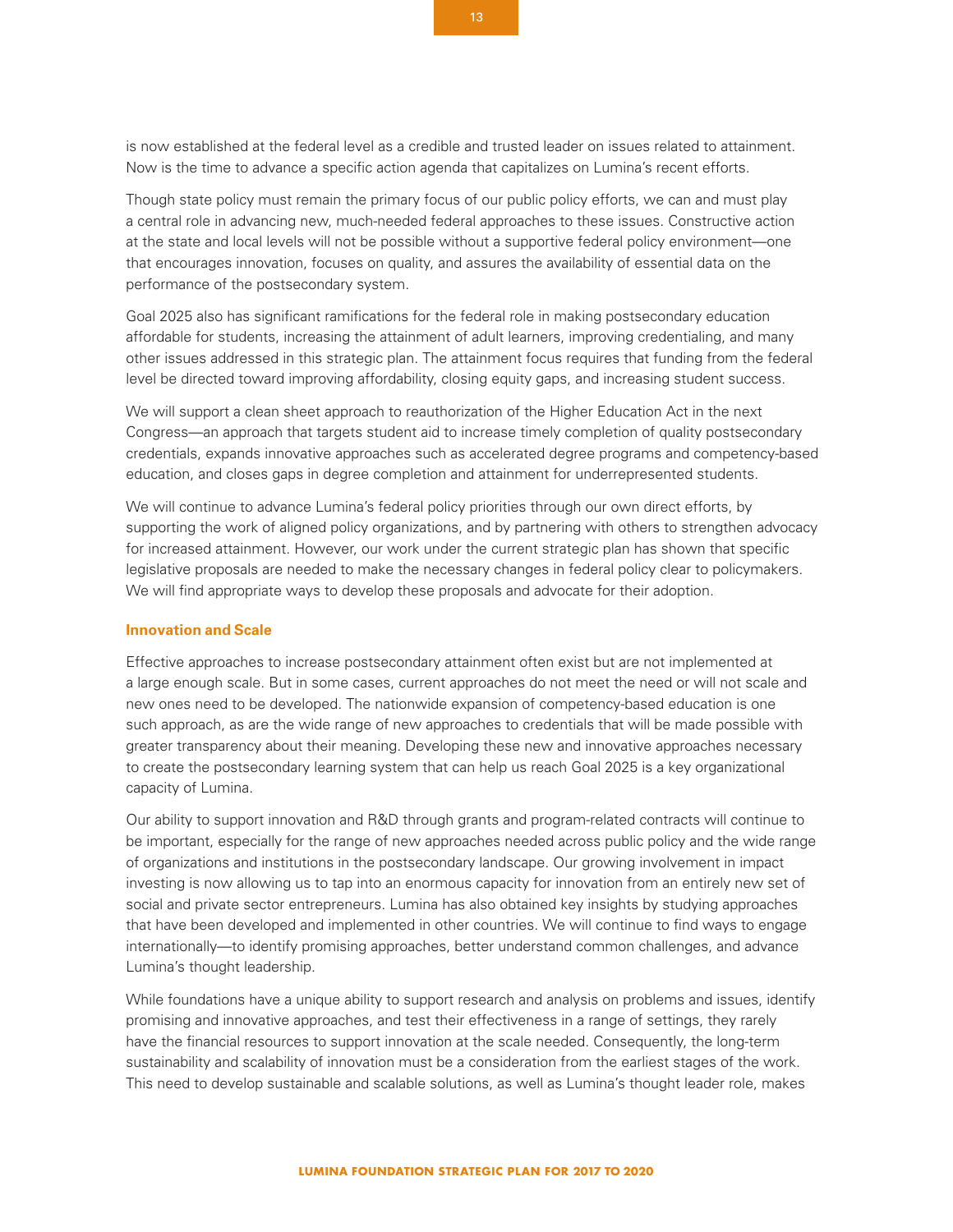is now established at the federal level as a credible and trusted leader on issues related to attainment. Now is the time to advance a specific action agenda that capitalizes on Lumina's recent efforts.

Though state policy must remain the primary focus of our public policy efforts, we can and must play a central role in advancing new, much-needed federal approaches to these issues. Constructive action at the state and local levels will not be possible without a supportive federal policy environment—one that encourages innovation, focuses on quality, and assures the availability of essential data on the performance of the postsecondary system.

Goal 2025 also has significant ramifications for the federal role in making postsecondary education affordable for students, increasing the attainment of adult learners, improving credentialing, and many other issues addressed in this strategic plan. The attainment focus requires that funding from the federal level be directed toward improving affordability, closing equity gaps, and increasing student success.

We will support a clean sheet approach to reauthorization of the Higher Education Act in the next Congress—an approach that targets student aid to increase timely completion of quality postsecondary credentials, expands innovative approaches such as accelerated degree programs and competency-based education, and closes gaps in degree completion and attainment for underrepresented students.

We will continue to advance Lumina's federal policy priorities through our own direct efforts, by supporting the work of aligned policy organizations, and by partnering with others to strengthen advocacy for increased attainment. However, our work under the current strategic plan has shown that specific legislative proposals are needed to make the necessary changes in federal policy clear to policymakers. We will find appropriate ways to develop these proposals and advocate for their adoption.

### Innovation and Scale

Effective approaches to increase postsecondary attainment often exist but are not implemented at a large enough scale. But in some cases, current approaches do not meet the need or will not scale and new ones need to be developed. The nationwide expansion of competency-based education is one such approach, as are the wide range of new approaches to credentials that will be made possible with greater transparency about their meaning. Developing these new and innovative approaches necessary to create the postsecondary learning system that can help us reach Goal 2025 is a key organizational capacity of Lumina.

Our ability to support innovation and R&D through grants and program-related contracts will continue to be important, especially for the range of new approaches needed across public policy and the wide range of organizations and institutions in the postsecondary landscape. Our growing involvement in impact investing is now allowing us to tap into an enormous capacity for innovation from an entirely new set of social and private sector entrepreneurs. Lumina has also obtained key insights by studying approaches that have been developed and implemented in other countries. We will continue to find ways to engage internationally—to identify promising approaches, better understand common challenges, and advance Lumina's thought leadership.

While foundations have a unique ability to support research and analysis on problems and issues, identify promising and innovative approaches, and test their effectiveness in a range of settings, they rarely have the financial resources to support innovation at the scale needed. Consequently, the long-term sustainability and scalability of innovation must be a consideration from the earliest stages of the work. This need to develop sustainable and scalable solutions, as well as Lumina's thought leader role, makes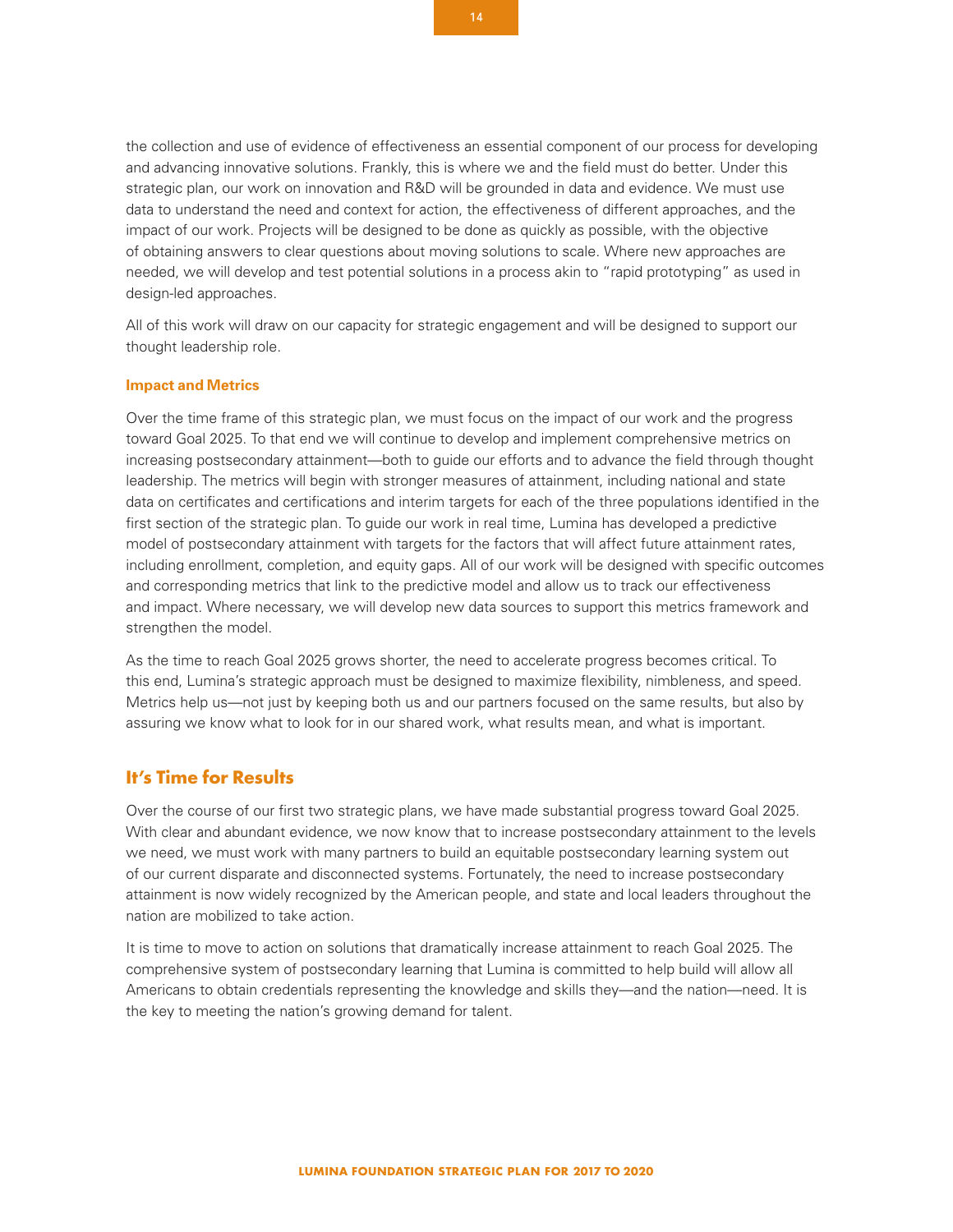the collection and use of evidence of effectiveness an essential component of our process for developing and advancing innovative solutions. Frankly, this is where we and the field must do better. Under this strategic plan, our work on innovation and R&D will be grounded in data and evidence. We must use data to understand the need and context for action, the effectiveness of different approaches, and the impact of our work. Projects will be designed to be done as quickly as possible, with the objective of obtaining answers to clear questions about moving solutions to scale. Where new approaches are needed, we will develop and test potential solutions in a process akin to "rapid prototyping" as used in design-led approaches.

All of this work will draw on our capacity for strategic engagement and will be designed to support our thought leadership role.

### Impact and Metrics

Over the time frame of this strategic plan, we must focus on the impact of our work and the progress toward Goal 2025. To that end we will continue to develop and implement comprehensive metrics on increasing postsecondary attainment—both to guide our efforts and to advance the field through thought leadership. The metrics will begin with stronger measures of attainment, including national and state data on certificates and certifications and interim targets for each of the three populations identified in the first section of the strategic plan. To guide our work in real time, Lumina has developed a predictive model of postsecondary attainment with targets for the factors that will affect future attainment rates, including enrollment, completion, and equity gaps. All of our work will be designed with specific outcomes and corresponding metrics that link to the predictive model and allow us to track our effectiveness and impact. Where necessary, we will develop new data sources to support this metrics framework and strengthen the model.

As the time to reach Goal 2025 grows shorter, the need to accelerate progress becomes critical. To this end, Lumina's strategic approach must be designed to maximize flexibility, nimbleness, and speed. Metrics help us—not just by keeping both us and our partners focused on the same results, but also by assuring we know what to look for in our shared work, what results mean, and what is important.

## It's Time for Results

Over the course of our first two strategic plans, we have made substantial progress toward Goal 2025. With clear and abundant evidence, we now know that to increase postsecondary attainment to the levels we need, we must work with many partners to build an equitable postsecondary learning system out of our current disparate and disconnected systems. Fortunately, the need to increase postsecondary attainment is now widely recognized by the American people, and state and local leaders throughout the nation are mobilized to take action.

It is time to move to action on solutions that dramatically increase attainment to reach Goal 2025. The comprehensive system of postsecondary learning that Lumina is committed to help build will allow all Americans to obtain credentials representing the knowledge and skills they—and the nation—need. It is the key to meeting the nation's growing demand for talent.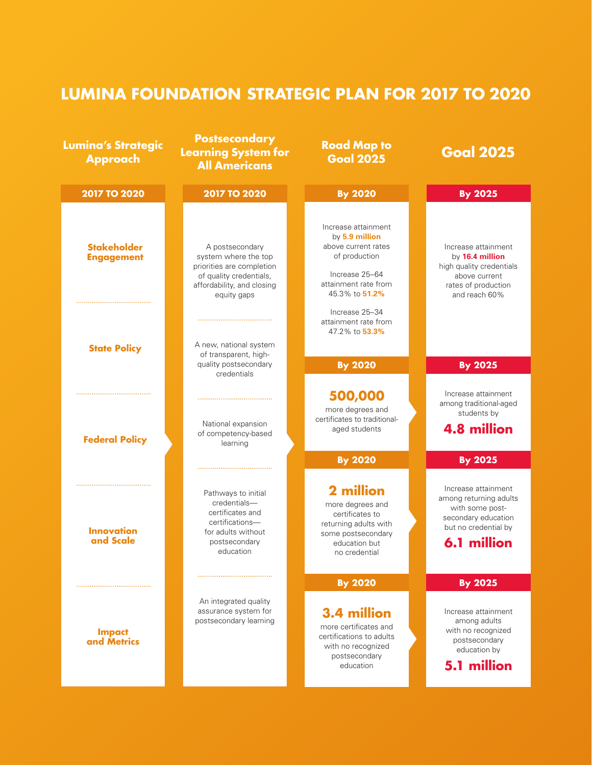# LUMINA FOUNDATION STRATEGIC PLAN FOR 2017 TO 2020

## Lumina's Strategic Approach

**2017 TO 2020**

- **Stakeholder Engagement**
- **State Policy**
- **Federal Policy**
- **Innovation and Scale**
- **Impact and Metrics**

## Postsecondary Learning System for All Americans

**2017 TO 2020**

- A postsecondary system where the top priorities are completion of quality credentials, affordability, and closing equity gaps
- A new, national system of transparent, high-quality postsecondary credentials
- National expansion of competency-based learning
- Pathways to initial credentials—certificates and certifications—for adults without postsecondary education
- An integrated quality assurance system for postsecondary learning

## Road Map to Goal 2025 / Goal 2025

| Road Map to Goal 2025 | Goal 2025 |
|---|---|
| **By 2020**<br>Increase attainment by **5.9 million** above current rates of production<br>Increase 25–64 attainment rate from 45.3% to **51.2%**<br>Increase 25–34 attainment rate from 47.2% to **53.3%** | **By 2025**<br>Increase attainment by **16.4 million** high quality credentials above current rates of production and reach 60% |
| **By 2020**<br>**500,000** more degrees and certificates to traditional-aged students | **By 2025**<br>Increase attainment among traditional-aged students by **4.8 million** |
| **By 2020**<br>**2 million** more degrees and certificates to returning adults with some postsecondary education but no credential | **By 2025**<br>Increase attainment among returning adults with some post-secondary education but no credential by **6.1 million** |
| **By 2020**<br>**3.4 million** more certificates and certifications to adults with no recognized postsecondary education | **By 2025**<br>Increase attainment among adults with no recognized postsecondary education by **5.1 million** |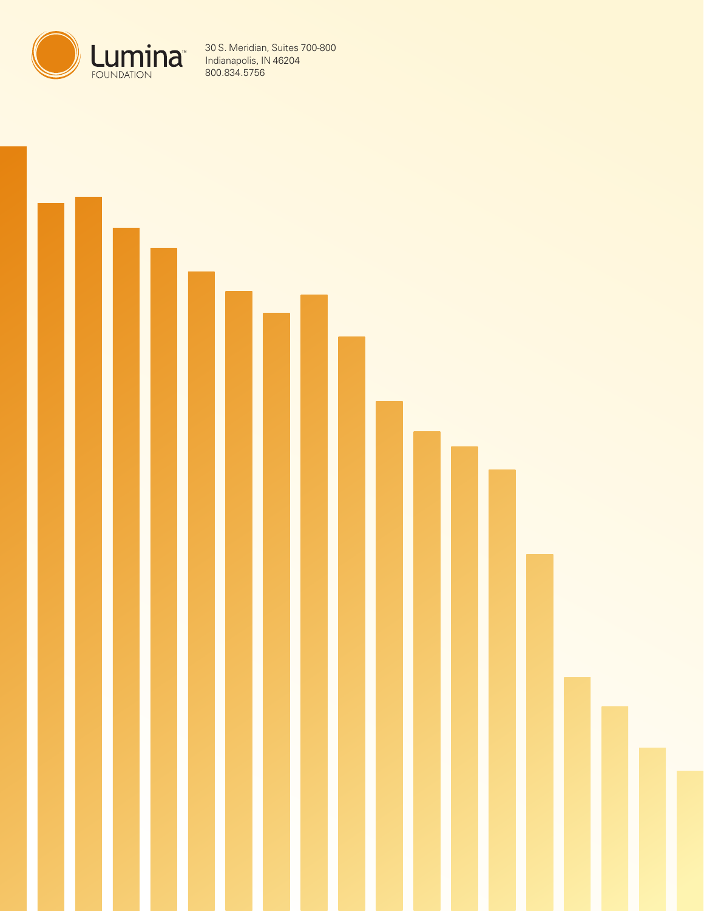Lumina™ FOUNDATION

30 S. Meridian, Suites 700-800
Indianapolis, IN 46204
800.834.5756